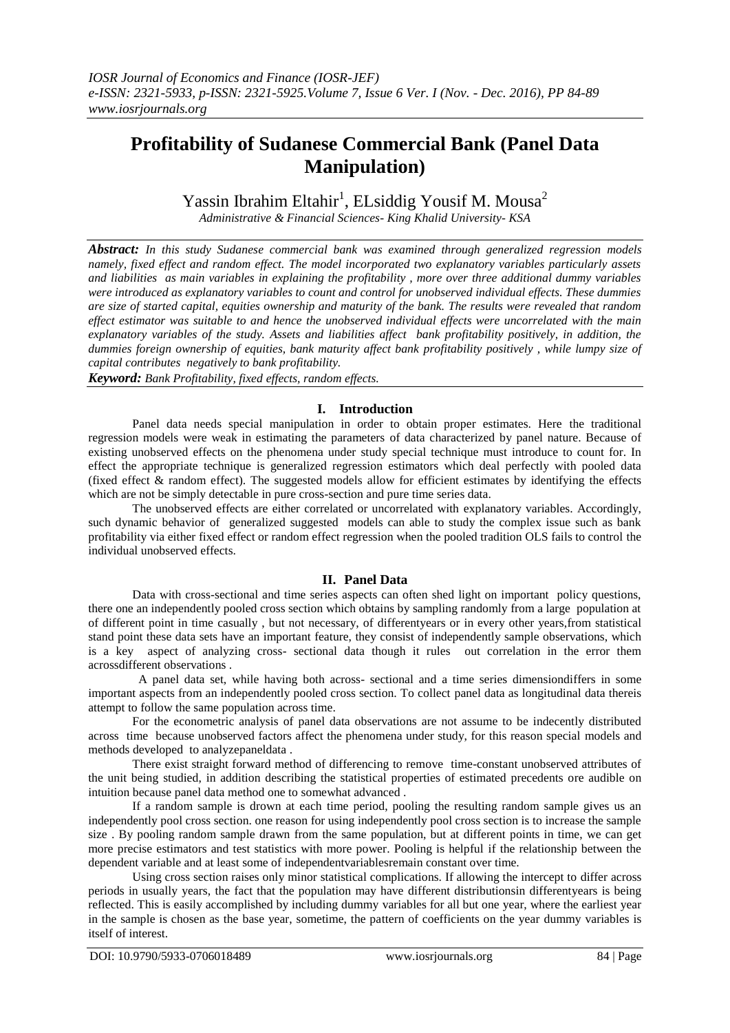# Profitability of Sudanese Commercial Bank (Panel Data Manipulation)

Yassin Ibrahim Eltahir[1], ELsiddig Yousif M. Mousa[2]

*Administrative & Financial Sciences- King Khalid University- KSA*

***Abstract:*** *In this study Sudanese commercial bank was examined through generalized regression models namely, fixed effect and random effect. The model incorporated two explanatory variables particularly assets and liabilities as main variables in explaining the profitability , more over three additional dummy variables were introduced as explanatory variables to count and control for unobserved individual effects. These dummies are size of started capital, equities ownership and maturity of the bank. The results were revealed that random effect estimator was suitable to and hence the unobserved individual effects were uncorrelated with the main explanatory variables of the study. Assets and liabilities affect bank profitability positively, in addition, the dummies foreign ownership of equities, bank maturity affect bank profitability positively , while lumpy size of capital contributes negatively to bank profitability.*

***Keyword:*** *Bank Profitability, fixed effects, random effects.*

## I. Introduction

Panel data needs special manipulation in order to obtain proper estimates. Here the traditional regression models were weak in estimating the parameters of data characterized by panel nature. Because of existing unobserved effects on the phenomena under study special technique must introduce to count for. In effect the appropriate technique is generalized regression estimators which deal perfectly with pooled data (fixed effect & random effect). The suggested models allow for efficient estimates by identifying the effects which are not be simply detectable in pure cross-section and pure time series data.

The unobserved effects are either correlated or uncorrelated with explanatory variables. Accordingly, such dynamic behavior of generalized suggested models can able to study the complex issue such as bank profitability via either fixed effect or random effect regression when the pooled tradition OLS fails to control the individual unobserved effects.

## II. Panel Data

Data with cross-sectional and time series aspects can often shed light on important policy questions, there one an independently pooled cross section which obtains by sampling randomly from a large population at of different point in time casually , but not necessary, of differentyears or in every other years,from statistical stand point these data sets have an important feature, they consist of independently sample observations, which is a key aspect of analyzing cross- sectional data though it rules out correlation in the error them acrossdifferent observations .

A panel data set, while having both across- sectional and a time series dimensiondiffers in some important aspects from an independently pooled cross section. To collect panel data as longitudinal data thereis attempt to follow the same population across time.

For the econometric analysis of panel data observations are not assume to be indecently distributed across time because unobserved factors affect the phenomena under study, for this reason special models and methods developed to analyzepaneldata .

There exist straight forward method of differencing to remove time-constant unobserved attributes of the unit being studied, in addition describing the statistical properties of estimated precedents ore audible on intuition because panel data method one to somewhat advanced .

If a random sample is drown at each time period, pooling the resulting random sample gives us an independently pool cross section. one reason for using independently pool cross section is to increase the sample size . By pooling random sample drawn from the same population, but at different points in time, we can get more precise estimators and test statistics with more power. Pooling is helpful if the relationship between the dependent variable and at least some of independentvariablesremain constant over time.

Using cross section raises only minor statistical complications. If allowing the intercept to differ across periods in usually years, the fact that the population may have different distributionsin differentyears is being reflected. This is easily accomplished by including dummy variables for all but one year, where the earliest year in the sample is chosen as the base year, sometime, the pattern of coefficients on the year dummy variables is itself of interest.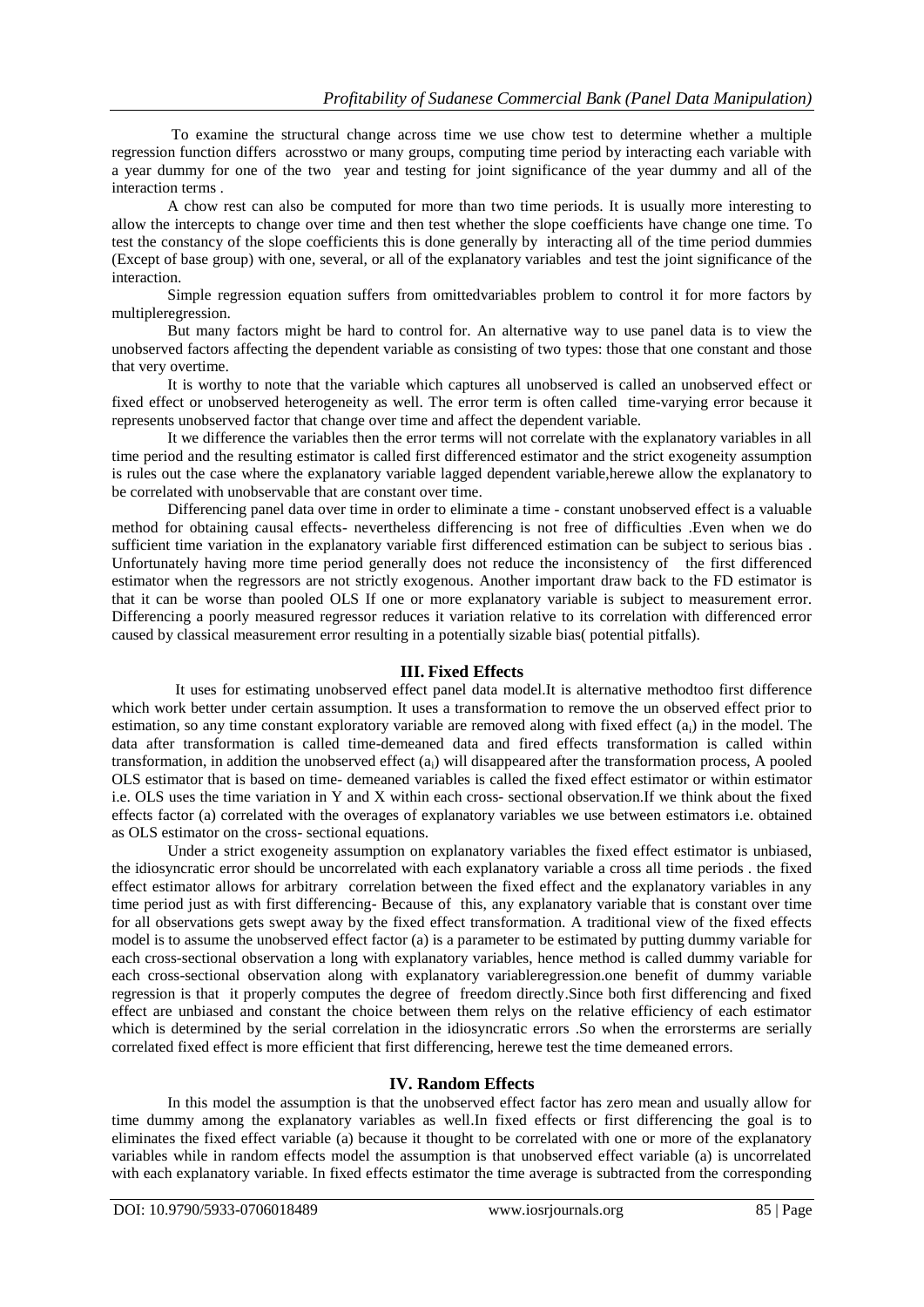To examine the structural change across time we use chow test to determine whether a multiple regression function differs acrosstwo or many groups, computing time period by interacting each variable with a year dummy for one of the two year and testing for joint significance of the year dummy and all of the interaction terms .

A chow rest can also be computed for more than two time periods. It is usually more interesting to allow the intercepts to change over time and then test whether the slope coefficients have change one time. To test the constancy of the slope coefficients this is done generally by interacting all of the time period dummies (Except of base group) with one, several, or all of the explanatory variables and test the joint significance of the interaction.

Simple regression equation suffers from omittedvariables problem to control it for more factors by multipleregression.

But many factors might be hard to control for. An alternative way to use panel data is to view the unobserved factors affecting the dependent variable as consisting of two types: those that one constant and those that very overtime.

It is worthy to note that the variable which captures all unobserved is called an unobserved effect or fixed effect or unobserved heterogeneity as well. The error term is often called time-varying error because it represents unobserved factor that change over time and affect the dependent variable.

It we difference the variables then the error terms will not correlate with the explanatory variables in all time period and the resulting estimator is called first differenced estimator and the strict exogeneity assumption is rules out the case where the explanatory variable lagged dependent variable,herewe allow the explanatory to be correlated with unobservable that are constant over time.

Differencing panel data over time in order to eliminate a time - constant unobserved effect is a valuable method for obtaining causal effects- nevertheless differencing is not free of difficulties .Even when we do sufficient time variation in the explanatory variable first differenced estimation can be subject to serious bias . Unfortunately having more time period generally does not reduce the inconsistency of the first differenced estimator when the regressors are not strictly exogenous. Another important draw back to the FD estimator is that it can be worse than pooled OLS If one or more explanatory variable is subject to measurement error. Differencing a poorly measured regressor reduces it variation relative to its correlation with differenced error caused by classical measurement error resulting in a potentially sizable bias( potential pitfalls).

## III. Fixed Effects

It uses for estimating unobserved effect panel data model.It is alternative methodtoo first difference which work better under certain assumption. It uses a transformation to remove the un observed effect prior to estimation, so any time constant exploratory variable are removed along with fixed effect ($a_i$) in the model. The data after transformation is called time-demeaned data and fired effects transformation is called within transformation, in addition the unobserved effect ($a_i$) will disappeared after the transformation process, A pooled OLS estimator that is based on time- demeaned variables is called the fixed effect estimator or within estimator i.e. OLS uses the time variation in Y and X within each cross- sectional observation.If we think about the fixed effects factor (a) correlated with the overages of explanatory variables we use between estimators i.e. obtained as OLS estimator on the cross- sectional equations.

Under a strict exogeneity assumption on explanatory variables the fixed effect estimator is unbiased, the idiosyncratic error should be uncorrelated with each explanatory variable a cross all time periods . the fixed effect estimator allows for arbitrary correlation between the fixed effect and the explanatory variables in any time period just as with first differencing- Because of this, any explanatory variable that is constant over time for all observations gets swept away by the fixed effect transformation. A traditional view of the fixed effects model is to assume the unobserved effect factor (a) is a parameter to be estimated by putting dummy variable for each cross-sectional observation a long with explanatory variables, hence method is called dummy variable for each cross-sectional observation along with explanatory variableregression.one benefit of dummy variable regression is that it properly computes the degree of freedom directly.Since both first differencing and fixed effect are unbiased and constant the choice between them relys on the relative efficiency of each estimator which is determined by the serial correlation in the idiosyncratic errors .So when the errorsterms are serially correlated fixed effect is more efficient that first differencing, herewe test the time demeaned errors.

## IV. Random Effects

In this model the assumption is that the unobserved effect factor has zero mean and usually allow for time dummy among the explanatory variables as well.In fixed effects or first differencing the goal is to eliminates the fixed effect variable (a) because it thought to be correlated with one or more of the explanatory variables while in random effects model the assumption is that unobserved effect variable (a) is uncorrelated with each explanatory variable. In fixed effects estimator the time average is subtracted from the corresponding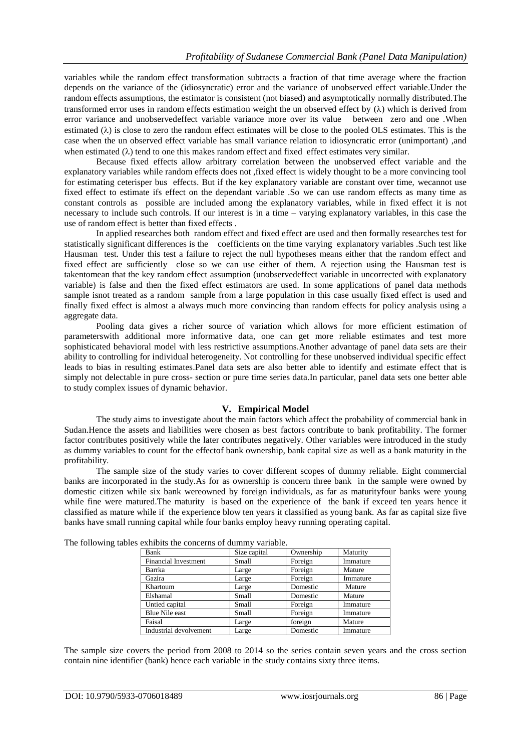variables while the random effect transformation subtracts a fraction of that time average where the fraction depends on the variance of the (idiosyncratic) error and the variance of unobserved effect variable.Under the random effects assumptions, the estimator is consistent (not biased) and asymptotically normally distributed.The transformed error uses in random effects estimation weight the un observed effect by ($\lambda$) which is derived from error variance and unobservedeffect variable variance more over its value between zero and one .When estimated ($\lambda$) is close to zero the random effect estimates will be close to the pooled OLS estimates. This is the case when the un observed effect variable has small variance relation to idiosyncratic error (unimportant) ,and when estimated ($\lambda$) tend to one this makes random effect and fixed effect estimates very similar.

Because fixed effects allow arbitrary correlation between the unobserved effect variable and the explanatory variables while random effects does not ,fixed effect is widely thought to be a more convincing tool for estimating ceterisper bus effects. But if the key explanatory variable are constant over time, wecannot use fixed effect to estimate ifs effect on the dependant variable .So we can use random effects as many time as constant controls as possible are included among the explanatory variables, while in fixed effect it is not necessary to include such controls. If our interest is in a time – varying explanatory variables, in this case the use of random effect is better than fixed effects .

In applied researches both random effect and fixed effect are used and then formally researches test for statistically significant differences is the coefficients on the time varying explanatory variables .Such test like Hausman test. Under this test a failure to reject the null hypotheses means either that the random effect and fixed effect are sufficiently close so we can use either of them. A rejection using the Hausman test is takentomean that the key random effect assumption (unobservedeffect variable in uncorrected with explanatory variable) is false and then the fixed effect estimators are used. In some applications of panel data methods sample isnot treated as a random sample from a large population in this case usually fixed effect is used and finally fixed effect is almost a always much more convincing than random effects for policy analysis using a aggregate data.

Pooling data gives a richer source of variation which allows for more efficient estimation of parameterswith additional more informative data, one can get more reliable estimates and test more sophisticated behavioral model with less restrictive assumptions.Another advantage of panel data sets are their ability to controlling for individual heterogeneity. Not controlling for these unobserved individual specific effect leads to bias in resulting estimates.Panel data sets are also better able to identify and estimate effect that is simply not delectable in pure cross- section or pure time series data.In particular, panel data sets one better able to study complex issues of dynamic behavior.

## V. Empirical Model

The study aims to investigate about the main factors which affect the probability of commercial bank in Sudan.Hence the assets and liabilities were chosen as best factors contribute to bank profitability. The former factor contributes positively while the later contributes negatively. Other variables were introduced in the study as dummy variables to count for the effectof bank ownership, bank capital size as well as a bank maturity in the profitability.

The sample size of the study varies to cover different scopes of dummy reliable. Eight commercial banks are incorporated in the study.As for as ownership is concern three bank in the sample were owned by domestic citizen while six bank wereowned by foreign individuals, as far as maturityfour banks were young while fine were matured.The maturity is based on the experience of the bank if exceed ten years hence it classified as mature while if the experience blow ten years it classified as young bank. As far as capital size five banks have small running capital while four banks employ heavy running operating capital.

The following tables exhibits the concerns of dummy variable.

| Bank | Size capital | Ownership | Maturity |
|---|---|---|---|
| Financial Investment | Small | Foreign | Immature |
| Barrka | Large | Foreign | Mature |
| Gazira | Large | Foreign | Immature |
| Khartoum | Large | Domestic | Mature |
| Elshamal | Small | Domestic | Mature |
| Untied capital | Small | Foreign | Immature |
| Blue Nile east | Small | Foreign | Immature |
| Faisal | Large | foreign | Mature |
| Industrial devolvement | Large | Domestic | Immature |

The sample size covers the period from 2008 to 2014 so the series contain seven years and the cross section contain nine identifier (bank) hence each variable in the study contains sixty three items.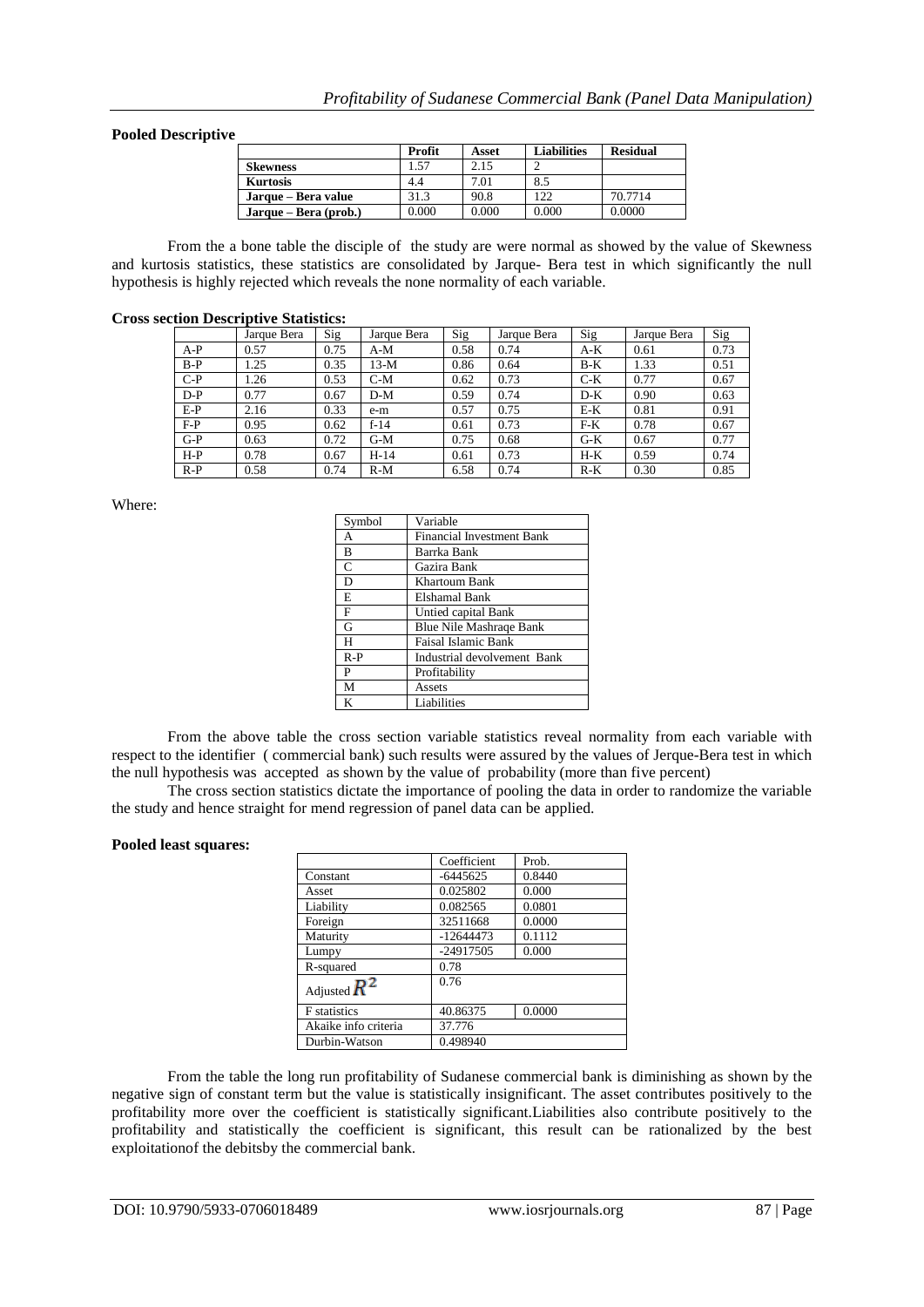**Pooled Descriptive**

| | Profit | Asset | Liabilities | Residual |
|---|---|---|---|---|
| **Skewness** | 1.57 | 2.15 | 2 | |
| **Kurtosis** | 4.4 | 7.01 | 8.5 | |
| **Jarque – Bera value** | 31.3 | 90.8 | 122 | 70.7714 |
| **Jarque – Bera (prob.)** | 0.000 | 0.000 | 0.000 | 0.0000 |

From the a bone table the disciple of the study are were normal as showed by the value of Skewness and kurtosis statistics, these statistics are consolidated by Jarque- Bera test in which significantly the null hypothesis is highly rejected which reveals the none normality of each variable.

**Cross section Descriptive Statistics:**

| | Jarque Bera | Sig | Jarque Bera | Sig | Jarque Bera | Sig | Jarque Bera | Sig |
|---|---|---|---|---|---|---|---|---|
| A-P | 0.57 | 0.75 | A-M | 0.58 | 0.74 | A-K | 0.61 | 0.73 |
| B-P | 1.25 | 0.35 | 13-M | 0.86 | 0.64 | B-K | 1.33 | 0.51 |
| C-P | 1.26 | 0.53 | C-M | 0.62 | 0.73 | C-K | 0.77 | 0.67 |
| D-P | 0.77 | 0.67 | D-M | 0.59 | 0.74 | D-K | 0.90 | 0.63 |
| E-P | 2.16 | 0.33 | e-m | 0.57 | 0.75 | E-K | 0.81 | 0.91 |
| F-P | 0.95 | 0.62 | f-14 | 0.61 | 0.73 | F-K | 0.78 | 0.67 |
| G-P | 0.63 | 0.72 | G-M | 0.75 | 0.68 | G-K | 0.67 | 0.77 |
| H-P | 0.78 | 0.67 | H-14 | 0.61 | 0.73 | H-K | 0.59 | 0.74 |
| R-P | 0.58 | 0.74 | R-M | 6.58 | 0.74 | R-K | 0.30 | 0.85 |

Where:

| Symbol | Variable |
|---|---|
| A | Financial Investment Bank |
| B | Barrka Bank |
| C | Gazira Bank |
| D | Khartoum Bank |
| E | Elshamal Bank |
| F | Untied capital Bank |
| G | Blue Nile Mashraqe Bank |
| H | Faisal Islamic Bank |
| R-P | Industrial devolvement Bank |
| P | Profitability |
| M | Assets |
| K | Liabilities |

From the above table the cross section variable statistics reveal normality from each variable with respect to the identifier ( commercial bank) such results were assured by the values of Jerque-Bera test in which the null hypothesis was accepted as shown by the value of probability (more than five percent)

The cross section statistics dictate the importance of pooling the data in order to randomize the variable the study and hence straight for mend regression of panel data can be applied.

**Pooled least squares:**

| | Coefficient | Prob. |
|---|---|---|
| Constant | -6445625 | 0.8440 |
| Asset | 0.025802 | 0.000 |
| Liability | 0.082565 | 0.0801 |
| Foreign | 32511668 | 0.0000 |
| Maturity | -12644473 | 0.1112 |
| Lumpy | -24917505 | 0.000 |
| R-squared | 0.78 | |
| Adjusted $R^2$ | 0.76 | |
| F statistics | 40.86375 | 0.0000 |
| Akaike info criteria | 37.776 | |
| Durbin-Watson | 0.498940 | |

From the table the long run profitability of Sudanese commercial bank is diminishing as shown by the negative sign of constant term but the value is statistically insignificant. The asset contributes positively to the profitability more over the coefficient is statistically significant.Liabilities also contribute positively to the profitability and statistically the coefficient is significant, this result can be rationalized by the best exploitationof the debitsby the commercial bank.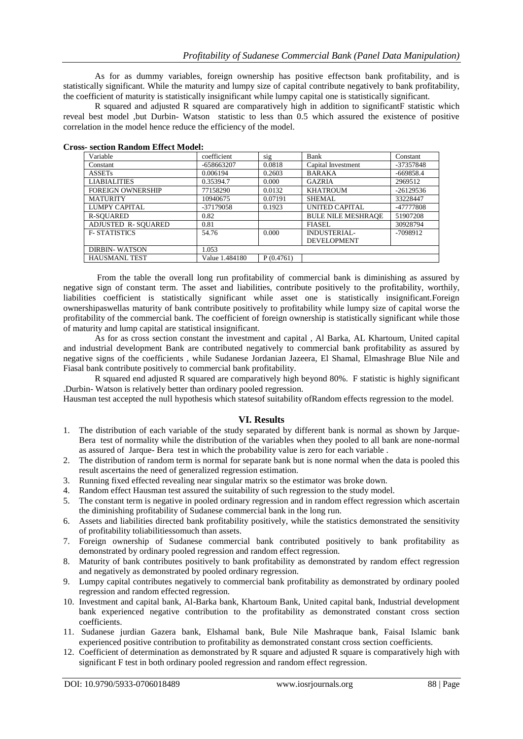As for as dummy variables, foreign ownership has positive effectson bank profitability, and is statistically significant. While the maturity and lumpy size of capital contribute negatively to bank profitability, the coefficient of maturity is statistically insignificant while lumpy capital one is statistically significant.

R squared and adjusted R squared are comparatively high in addition to significantF statistic which reveal best model ,but Durbin- Watson statistic to less than 0.5 which assured the existence of positive correlation in the model hence reduce the efficiency of the model.

**Cross- section Random Effect Model:**

| Variable | coefficient | sig | Bank | Constant |
|---|---|---|---|---|
| Constant | -658663207 | 0.0818 | Capital Investment | -37357848 |
| ASSETs | 0.006194 | 0.2603 | BARAKA | -669858.4 |
| LIABIALITIES | 0.35394.7 | 0.000 | GAZRIA | 2969512 |
| FOREIGN OWNERSHIP | 77158290 | 0.0132 | KHATROUM | -26129536 |
| MATURITY | 10940675 | 0.07191 | SHEMAL | 33228447 |
| LUMPY CAPITAL | -37179058 | 0.1923 | UNITED CAPITAL | -47777808 |
| R-SQUARED | 0.82 | | BULE NILE MESHRAQE | 51907208 |
| ADJUSTED R- SQUARED | 0.81 | | FIASEL | 30928794 |
| F- STATISTICS | 54.76 | 0.000 | INDUSTERIAL-DEVELOPMENT | -7098912 |
| DIRBIN- WATSON | 1.053 | | | |
| HAUSMANL TEST | Value 1.484180 | P (0.4761) | | |

From the table the overall long run profitability of commercial bank is diminishing as assured by negative sign of constant term. The asset and liabilities, contribute positively to the profitability, worthily, liabilities coefficient is statistically significant while asset one is statistically insignificant.Foreign ownershipaswellas maturity of bank contribute positively to profitability while lumpy size of capital worse the profitability of the commercial bank. The coefficient of foreign ownership is statistically significant while those of maturity and lump capital are statistical insignificant.

As for as cross section constant the investment and capital , Al Barka, AL Khartoum, United capital and industrial development Bank are contributed negatively to commercial bank profitability as assured by negative signs of the coefficients , while Sudanese Jordanian Jazeera, El Shamal, Elmashrage Blue Nile and Fiasal bank contribute positively to commercial bank profitability.

R squared end adjusted R squared are comparatively high beyond 80%. F statistic is highly significant .Durbin- Watson is relatively better than ordinary pooled regression.

Hausman test accepted the null hypothesis which statesof suitability ofRandom effects regression to the model.

## VI. Results

1. The distribution of each variable of the study separated by different bank is normal as shown by Jarque-Bera test of normality while the distribution of the variables when they pooled to all bank are none-normal as assured of Jarque- Bera test in which the probability value is zero for each variable .
2. The distribution of random term is normal for separate bank but is none normal when the data is pooled this result ascertains the need of generalized regression estimation.
3. Running fixed effected revealing near singular matrix so the estimator was broke down.
4. Random effect Hausman test assured the suitability of such regression to the study model.
5. The constant term is negative in pooled ordinary regression and in random effect regression which ascertain the diminishing profitability of Sudanese commercial bank in the long run.
6. Assets and liabilities directed bank profitability positively, while the statistics demonstrated the sensitivity of profitability toliabilitiessomuch than assets.
7. Foreign ownership of Sudanese commercial bank contributed positively to bank profitability as demonstrated by ordinary pooled regression and random effect regression.
8. Maturity of bank contributes positively to bank profitability as demonstrated by random effect regression and negatively as demonstrated by pooled ordinary regression.
9. Lumpy capital contributes negatively to commercial bank profitability as demonstrated by ordinary pooled regression and random effected regression.
10. Investment and capital bank, Al-Barka bank, Khartoum Bank, United capital bank, Industrial development bank experienced negative contribution to the profitability as demonstrated constant cross section coefficients.
11. Sudanese jurdian Gazera bank, Elshamal bank, Bule Nile Mashraque bank, Faisal Islamic bank experienced positive contribution to profitability as demonstrated constant cross section coefficients.
12. Coefficient of determination as demonstrated by R square and adjusted R square is comparatively high with significant F test in both ordinary pooled regression and random effect regression.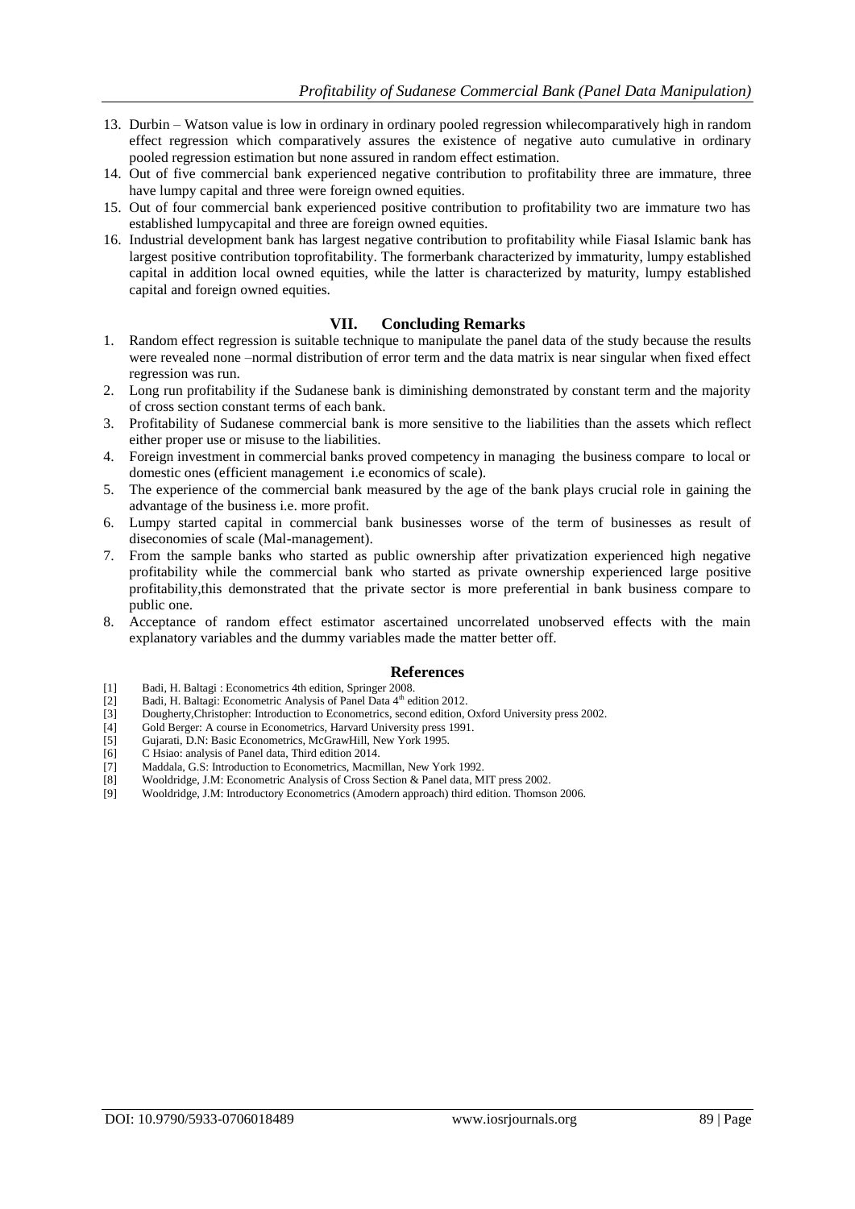13. Durbin – Watson value is low in ordinary in ordinary pooled regression whilecomparatively high in random effect regression which comparatively assures the existence of negative auto cumulative in ordinary pooled regression estimation but none assured in random effect estimation.
14. Out of five commercial bank experienced negative contribution to profitability three are immature, three have lumpy capital and three were foreign owned equities.
15. Out of four commercial bank experienced positive contribution to profitability two are immature two has established lumpycapital and three are foreign owned equities.
16. Industrial development bank has largest negative contribution to profitability while Fiasal Islamic bank has largest positive contribution toprofitability. The formerbank characterized by immaturity, lumpy established capital in addition local owned equities, while the latter is characterized by maturity, lumpy established capital and foreign owned equities.

## VII. Concluding Remarks

1. Random effect regression is suitable technique to manipulate the panel data of the study because the results were revealed none –normal distribution of error term and the data matrix is near singular when fixed effect regression was run.
2. Long run profitability if the Sudanese bank is diminishing demonstrated by constant term and the majority of cross section constant terms of each bank.
3. Profitability of Sudanese commercial bank is more sensitive to the liabilities than the assets which reflect either proper use or misuse to the liabilities.
4. Foreign investment in commercial banks proved competency in managing the business compare to local or domestic ones (efficient management i.e economics of scale).
5. The experience of the commercial bank measured by the age of the bank plays crucial role in gaining the advantage of the business i.e. more profit.
6. Lumpy started capital in commercial bank businesses worse of the term of businesses as result of diseconomies of scale (Mal-management).
7. From the sample banks who started as public ownership after privatization experienced high negative profitability while the commercial bank who started as private ownership experienced large positive profitability,this demonstrated that the private sector is more preferential in bank business compare to public one.
8. Acceptance of random effect estimator ascertained uncorrelated unobserved effects with the main explanatory variables and the dummy variables made the matter better off.

## References

[1] Badi, H. Baltagi : Econometrics 4th edition, Springer 2008.
[2] Badi, H. Baltagi: Econometric Analysis of Panel Data 4th edition 2012.
[3] Dougherty,Christopher: Introduction to Econometrics, second edition, Oxford University press 2002.
[4] Gold Berger: A course in Econometrics, Harvard University press 1991.
[5] Gujarati, D.N: Basic Econometrics, McGrawHill, New York 1995.
[6] C Hsiao: analysis of Panel data, Third edition 2014.
[7] Maddala, G.S: Introduction to Econometrics, Macmillan, New York 1992.
[8] Wooldridge, J.M: Econometric Analysis of Cross Section & Panel data, MIT press 2002.
[9] Wooldridge, J.M: Introductory Econometrics (Amodern approach) third edition. Thomson 2006.